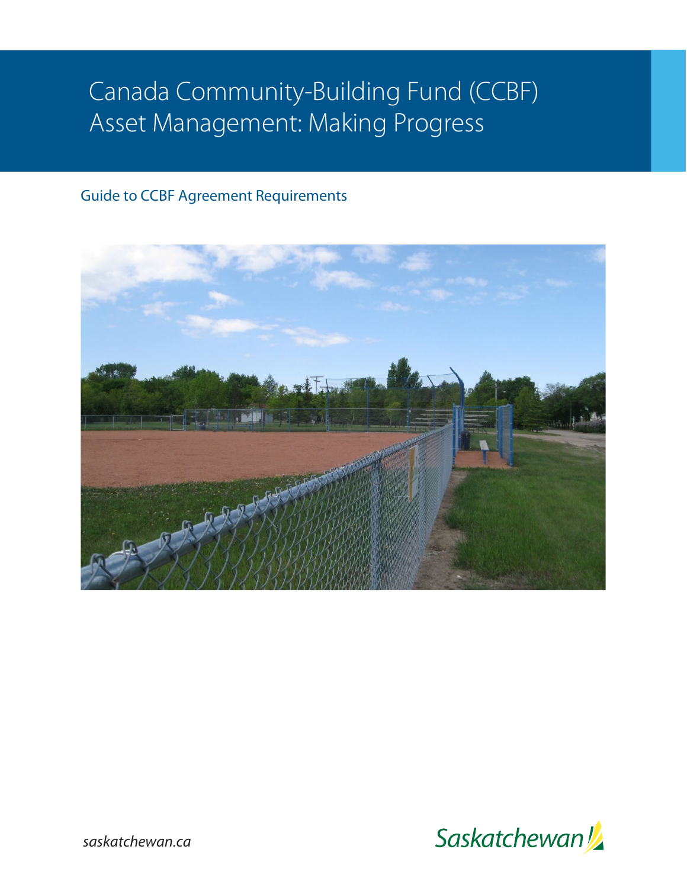# Canada Community-Building Fund (CCBF) Asset Management: Making Progress

## Guide to CCBF Agreement Requirements

saskatchewan.ca

Saskatchewan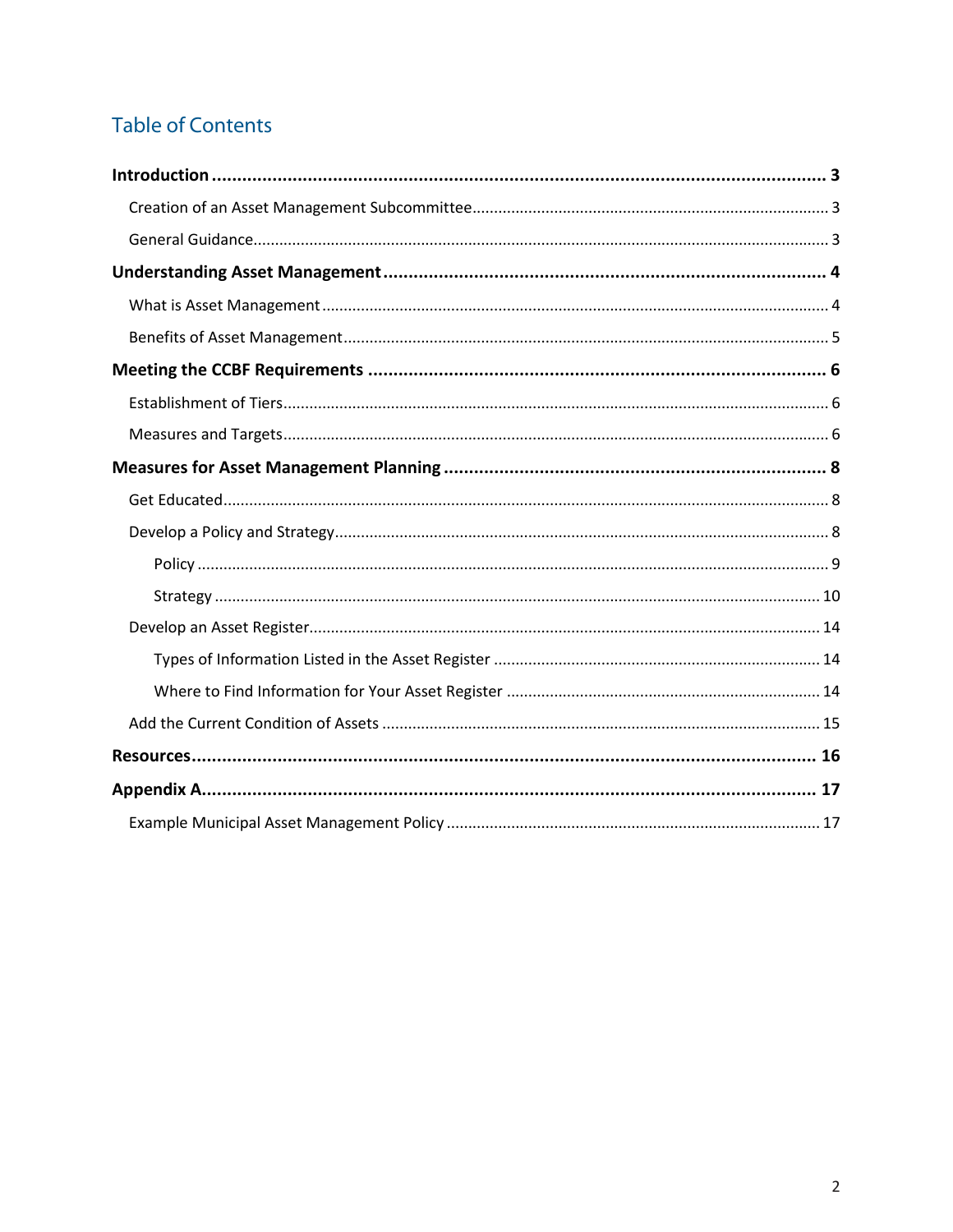## Table of Contents

**Introduction** ..... **3**

- Creation of an Asset Management Subcommittee ..... 3
- General Guidance ..... 3

**Understanding Asset Management** ..... **4**

- What is Asset Management ..... 4
- Benefits of Asset Management ..... 5

**Meeting the CCBF Requirements** ..... **6**

- Establishment of Tiers ..... 6
- Measures and Targets ..... 6

**Measures for Asset Management Planning** ..... **8**

- Get Educated ..... 8
- Develop a Policy and Strategy ..... 8
  - Policy ..... 9
  - Strategy ..... 10
- Develop an Asset Register ..... 14
  - Types of Information Listed in the Asset Register ..... 14
  - Where to Find Information for Your Asset Register ..... 14
- Add the Current Condition of Assets ..... 15

**Resources** ..... **16**

**Appendix A** ..... **17**

- Example Municipal Asset Management Policy ..... 17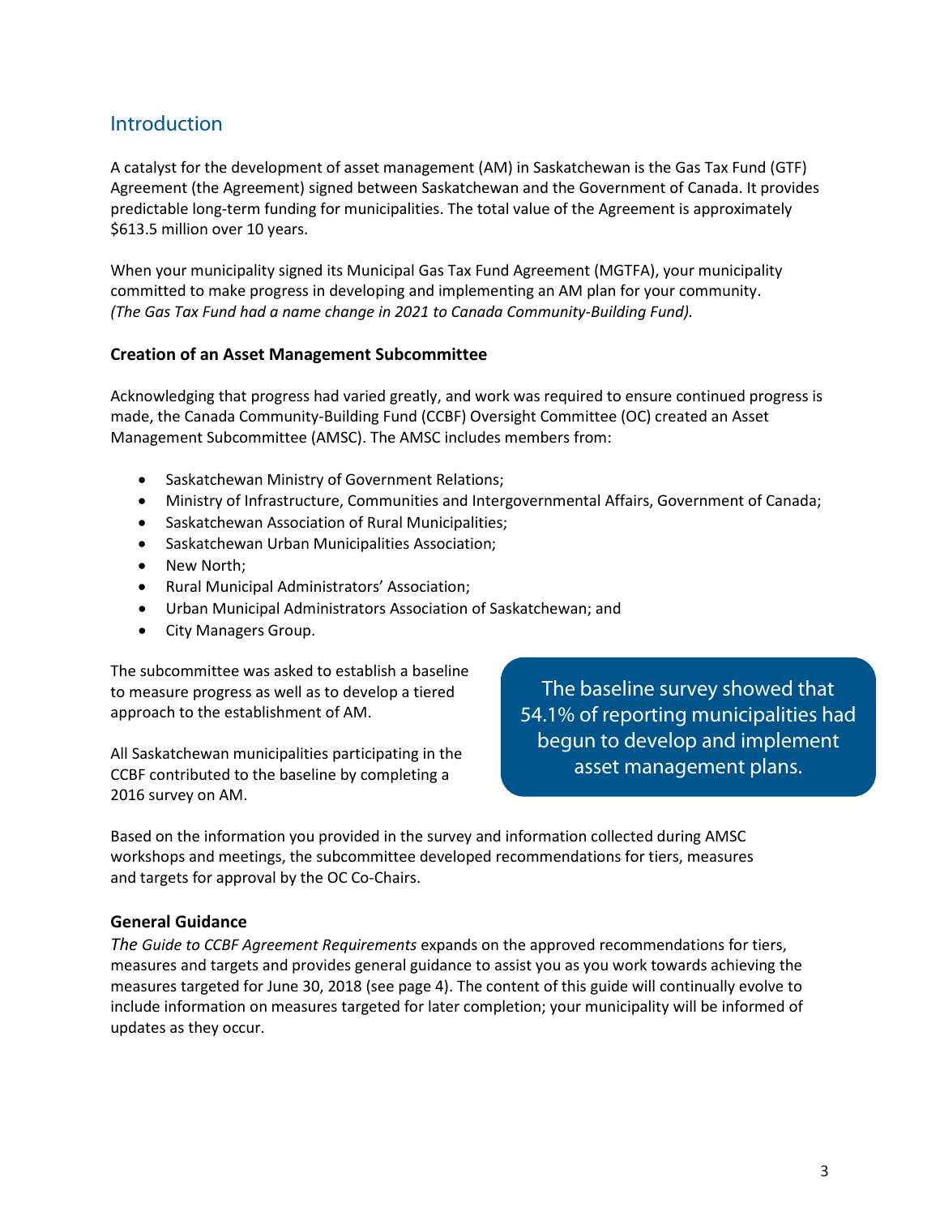## Introduction

A catalyst for the development of asset management (AM) in Saskatchewan is the Gas Tax Fund (GTF) Agreement (the Agreement) signed between Saskatchewan and the Government of Canada. It provides predictable long-term funding for municipalities. The total value of the Agreement is approximately $613.5 million over 10 years.

When your municipality signed its Municipal Gas Tax Fund Agreement (MGTFA), your municipality committed to make progress in developing and implementing an AM plan for your community. *(The Gas Tax Fund had a name change in 2021 to Canada Community-Building Fund).*

### Creation of an Asset Management Subcommittee

Acknowledging that progress had varied greatly, and work was required to ensure continued progress is made, the Canada Community-Building Fund (CCBF) Oversight Committee (OC) created an Asset Management Subcommittee (AMSC). The AMSC includes members from:

- Saskatchewan Ministry of Government Relations;
- Ministry of Infrastructure, Communities and Intergovernmental Affairs, Government of Canada;
- Saskatchewan Association of Rural Municipalities;
- Saskatchewan Urban Municipalities Association;
- New North;
- Rural Municipal Administrators' Association;
- Urban Municipal Administrators Association of Saskatchewan; and
- City Managers Group.

The subcommittee was asked to establish a baseline to measure progress as well as to develop a tiered approach to the establishment of AM.

All Saskatchewan municipalities participating in the CCBF contributed to the baseline by completing a 2016 survey on AM.

> The baseline survey showed that 54.1% of reporting municipalities had begun to develop and implement asset management plans.

Based on the information you provided in the survey and information collected during AMSC workshops and meetings, the subcommittee developed recommendations for tiers, measures and targets for approval by the OC Co-Chairs.

### General Guidance

*The Guide to CCBF Agreement Requirements* expands on the approved recommendations for tiers, measures and targets and provides general guidance to assist you as you work towards achieving the measures targeted for June 30, 2018 (see page 4). The content of this guide will continually evolve to include information on measures targeted for later completion; your municipality will be informed of updates as they occur.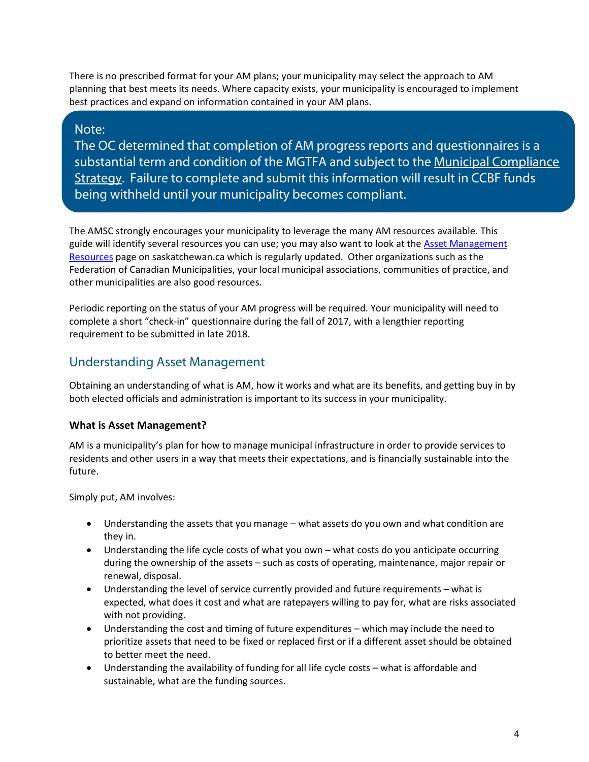There is no prescribed format for your AM plans; your municipality may select the approach to AM planning that best meets its needs. Where capacity exists, your municipality is encouraged to implement best practices and expand on information contained in your AM plans.

> Note:
> The OC determined that completion of AM progress reports and questionnaires is a substantial term and condition of the MGTFA and subject to the Municipal Compliance Strategy. Failure to complete and submit this information will result in CCBF funds being withheld until your municipality becomes compliant.

The AMSC strongly encourages your municipality to leverage the many AM resources available. This guide will identify several resources you can use; you may also want to look at the Asset Management Resources page on saskatchewan.ca which is regularly updated. Other organizations such as the Federation of Canadian Municipalities, your local municipal associations, communities of practice, and other municipalities are also good resources.

Periodic reporting on the status of your AM progress will be required. Your municipality will need to complete a short "check-in" questionnaire during the fall of 2017, with a lengthier reporting requirement to be submitted in late 2018.

## Understanding Asset Management

Obtaining an understanding of what is AM, how it works and what are its benefits, and getting buy in by both elected officials and administration is important to its success in your municipality.

### What is Asset Management?

AM is a municipality's plan for how to manage municipal infrastructure in order to provide services to residents and other users in a way that meets their expectations, and is financially sustainable into the future.

Simply put, AM involves:

- Understanding the assets that you manage – what assets do you own and what condition are they in.
- Understanding the life cycle costs of what you own – what costs do you anticipate occurring during the ownership of the assets – such as costs of operating, maintenance, major repair or renewal, disposal.
- Understanding the level of service currently provided and future requirements – what is expected, what does it cost and what are ratepayers willing to pay for, what are risks associated with not providing.
- Understanding the cost and timing of future expenditures – which may include the need to prioritize assets that need to be fixed or replaced first or if a different asset should be obtained to better meet the need.
- Understanding the availability of funding for all life cycle costs – what is affordable and sustainable, what are the funding sources.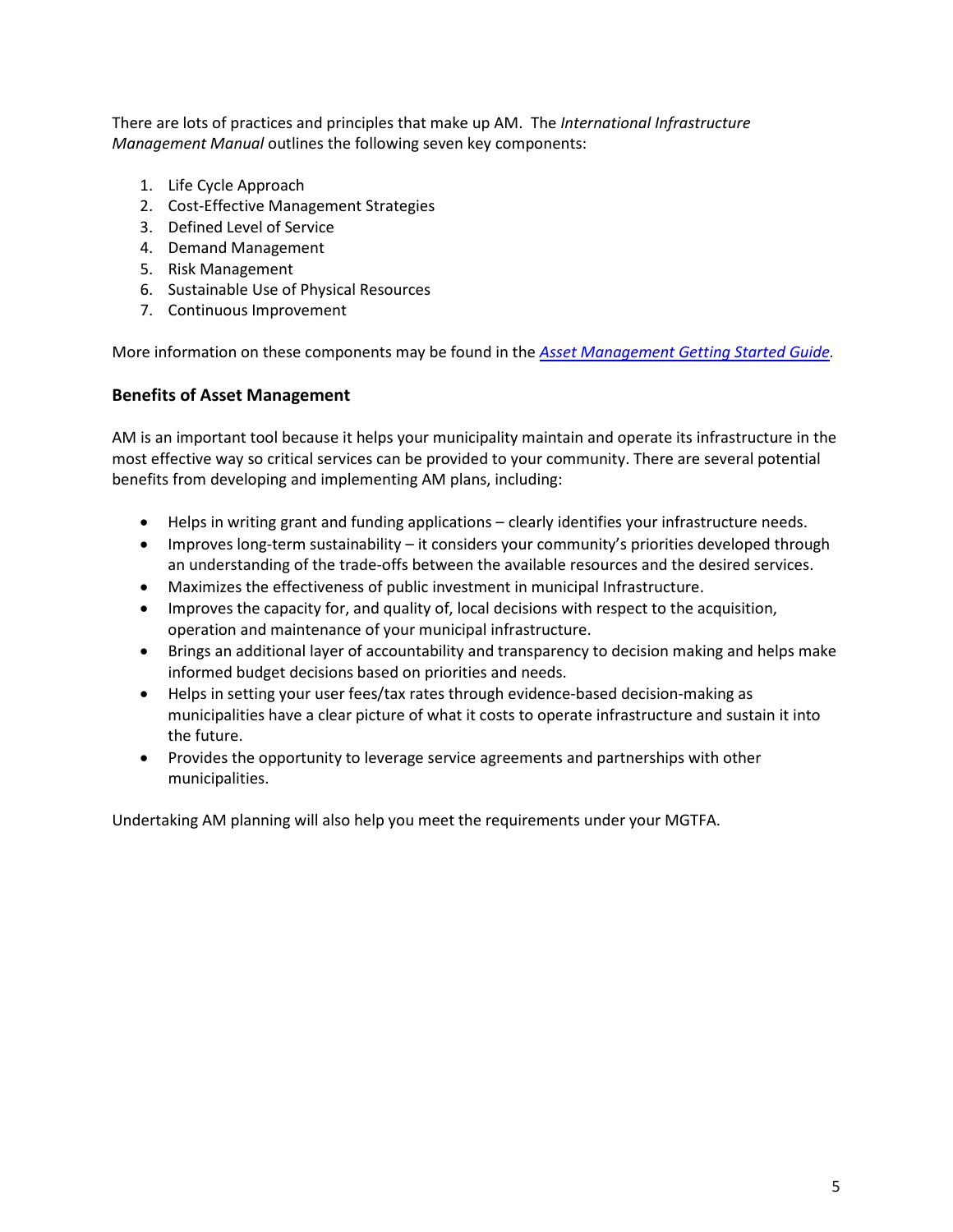There are lots of practices and principles that make up AM. The *International Infrastructure Management Manual* outlines the following seven key components:

1. Life Cycle Approach
2. Cost-Effective Management Strategies
3. Defined Level of Service
4. Demand Management
5. Risk Management
6. Sustainable Use of Physical Resources
7. Continuous Improvement

More information on these components may be found in the *Asset Management Getting Started Guide*.

### Benefits of Asset Management

AM is an important tool because it helps your municipality maintain and operate its infrastructure in the most effective way so critical services can be provided to your community. There are several potential benefits from developing and implementing AM plans, including:

- Helps in writing grant and funding applications – clearly identifies your infrastructure needs.
- Improves long-term sustainability – it considers your community's priorities developed through an understanding of the trade-offs between the available resources and the desired services.
- Maximizes the effectiveness of public investment in municipal Infrastructure.
- Improves the capacity for, and quality of, local decisions with respect to the acquisition, operation and maintenance of your municipal infrastructure.
- Brings an additional layer of accountability and transparency to decision making and helps make informed budget decisions based on priorities and needs.
- Helps in setting your user fees/tax rates through evidence-based decision-making as municipalities have a clear picture of what it costs to operate infrastructure and sustain it into the future.
- Provides the opportunity to leverage service agreements and partnerships with other municipalities.

Undertaking AM planning will also help you meet the requirements under your MGTFA.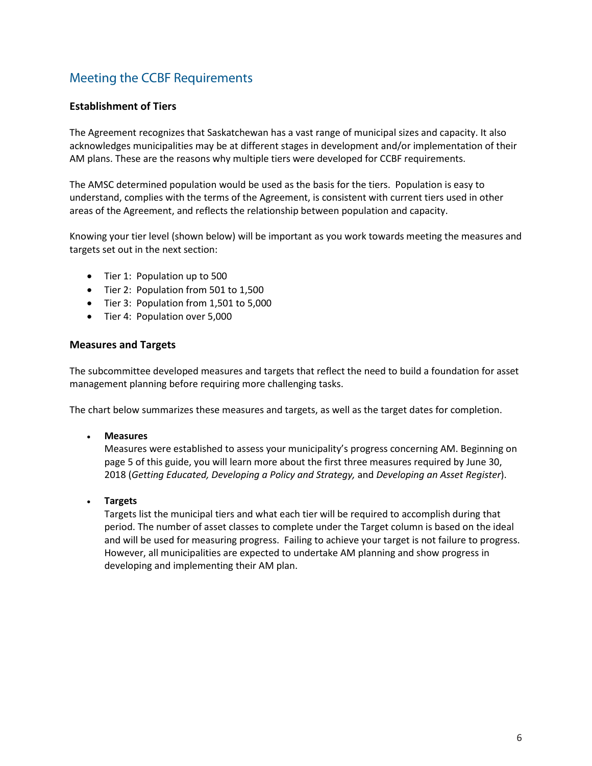## Meeting the CCBF Requirements

### Establishment of Tiers

The Agreement recognizes that Saskatchewan has a vast range of municipal sizes and capacity. It also acknowledges municipalities may be at different stages in development and/or implementation of their AM plans. These are the reasons why multiple tiers were developed for CCBF requirements.

The AMSC determined population would be used as the basis for the tiers. Population is easy to understand, complies with the terms of the Agreement, is consistent with current tiers used in other areas of the Agreement, and reflects the relationship between population and capacity.

Knowing your tier level (shown below) will be important as you work towards meeting the measures and targets set out in the next section:

- Tier 1: Population up to 500
- Tier 2: Population from 501 to 1,500
- Tier 3: Population from 1,501 to 5,000
- Tier 4: Population over 5,000

### Measures and Targets

The subcommittee developed measures and targets that reflect the need to build a foundation for asset management planning before requiring more challenging tasks.

The chart below summarizes these measures and targets, as well as the target dates for completion.

- **Measures**
  Measures were established to assess your municipality's progress concerning AM. Beginning on page 5 of this guide, you will learn more about the first three measures required by June 30, 2018 (*Getting Educated, Developing a Policy and Strategy,* and *Developing an Asset Register*).

- **Targets**
  Targets list the municipal tiers and what each tier will be required to accomplish during that period. The number of asset classes to complete under the Target column is based on the ideal and will be used for measuring progress. Failing to achieve your target is not failure to progress. However, all municipalities are expected to undertake AM planning and show progress in developing and implementing their AM plan.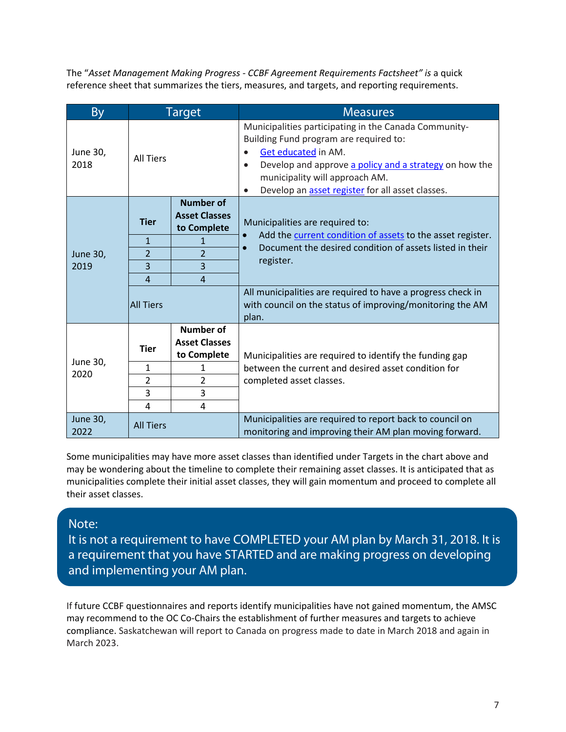The "*Asset Management Making Progress - CCBF Agreement Requirements Factsheet" is* a quick reference sheet that summarizes the tiers, measures, and targets, and reporting requirements.

| By | Target | | Measures |
|---|---|---|---|
| June 30, 2018 | All Tiers | | Municipalities participating in the Canada Community-Building Fund program are required to:<br>• Get educated in AM.<br>• Develop and approve a policy and a strategy on how the municipality will approach AM.<br>• Develop an asset register for all asset classes. |
| June 30, 2019 | **Tier** | **Number of Asset Classes to Complete** | Municipalities are required to:<br>• Add the current condition of assets to the asset register.<br>• Document the desired condition of assets listed in their register. |
| | 1 | 1 | |
| | 2 | 2 | |
| | 3 | 3 | |
| | 4 | 4 | |
| | All Tiers | | All municipalities are required to have a progress check in with council on the status of improving/monitoring the AM plan. |
| June 30, 2020 | **Tier** | **Number of Asset Classes to Complete** | Municipalities are required to identify the funding gap between the current and desired asset condition for completed asset classes. |
| | 1 | 1 | |
| | 2 | 2 | |
| | 3 | 3 | |
| | 4 | 4 | |
| June 30, 2022 | All Tiers | | Municipalities are required to report back to council on monitoring and improving their AM plan moving forward. |

Some municipalities may have more asset classes than identified under Targets in the chart above and may be wondering about the timeline to complete their remaining asset classes. It is anticipated that as municipalities complete their initial asset classes, they will gain momentum and proceed to complete all their asset classes.

> Note:
> It is not a requirement to have COMPLETED your AM plan by March 31, 2018. It is a requirement that you have STARTED and are making progress on developing and implementing your AM plan.

If future CCBF questionnaires and reports identify municipalities have not gained momentum, the AMSC may recommend to the OC Co-Chairs the establishment of further measures and targets to achieve compliance. Saskatchewan will report to Canada on progress made to date in March 2018 and again in March 2023.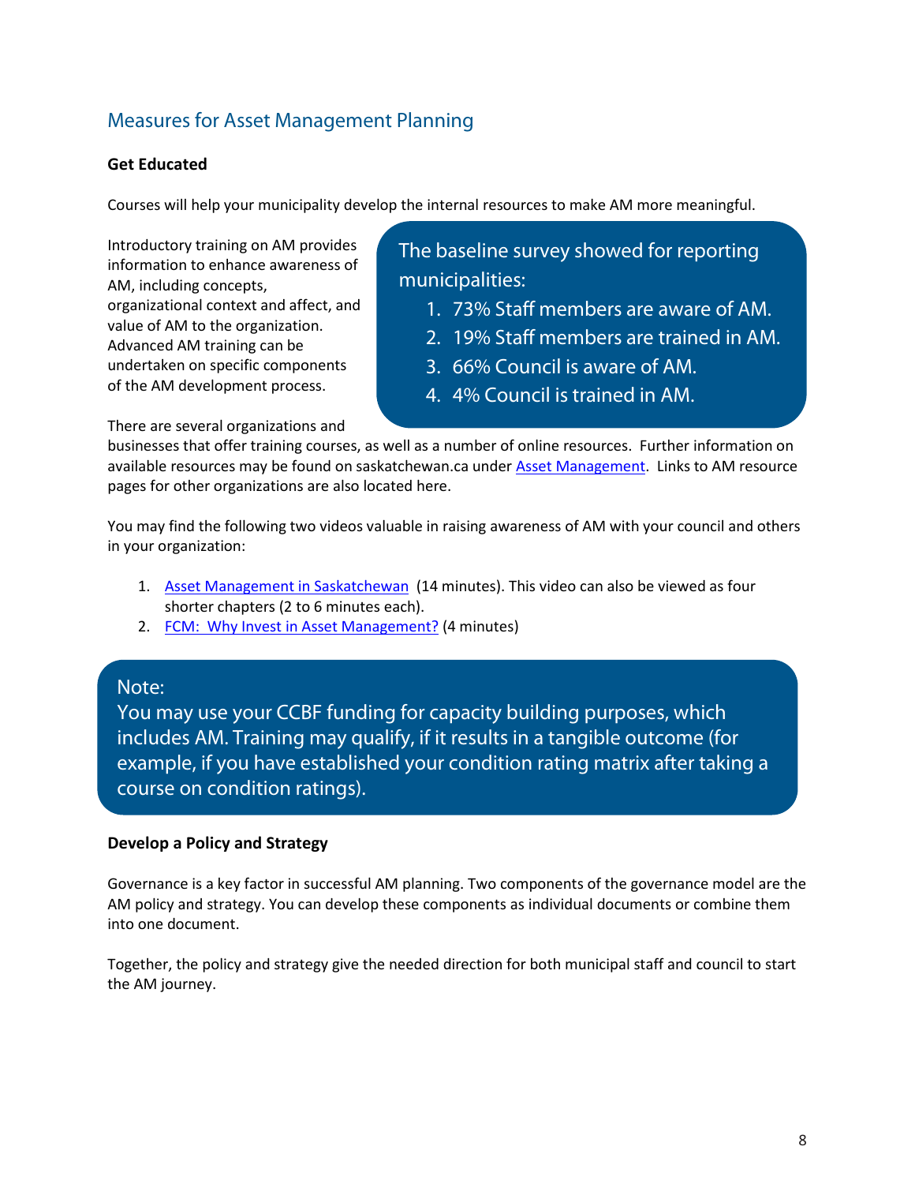## Measures for Asset Management Planning

### Get Educated

Courses will help your municipality develop the internal resources to make AM more meaningful.

Introductory training on AM provides information to enhance awareness of AM, including concepts, organizational context and affect, and value of AM to the organization. Advanced AM training can be undertaken on specific components of the AM development process.

> The baseline survey showed for reporting municipalities:
> 1. 73% Staff members are aware of AM.
> 2. 19% Staff members are trained in AM.
> 3. 66% Council is aware of AM.
> 4. 4% Council is trained in AM.

There are several organizations and businesses that offer training courses, as well as a number of online resources. Further information on available resources may be found on saskatchewan.ca under Asset Management. Links to AM resource pages for other organizations are also located here.

You may find the following two videos valuable in raising awareness of AM with your council and others in your organization:

1. Asset Management in Saskatchewan (14 minutes). This video can also be viewed as four shorter chapters (2 to 6 minutes each).
2. FCM: Why Invest in Asset Management? (4 minutes)

> Note:
> You may use your CCBF funding for capacity building purposes, which includes AM. Training may qualify, if it results in a tangible outcome (for example, if you have established your condition rating matrix after taking a course on condition ratings).

### Develop a Policy and Strategy

Governance is a key factor in successful AM planning. Two components of the governance model are the AM policy and strategy. You can develop these components as individual documents or combine them into one document.

Together, the policy and strategy give the needed direction for both municipal staff and council to start the AM journey.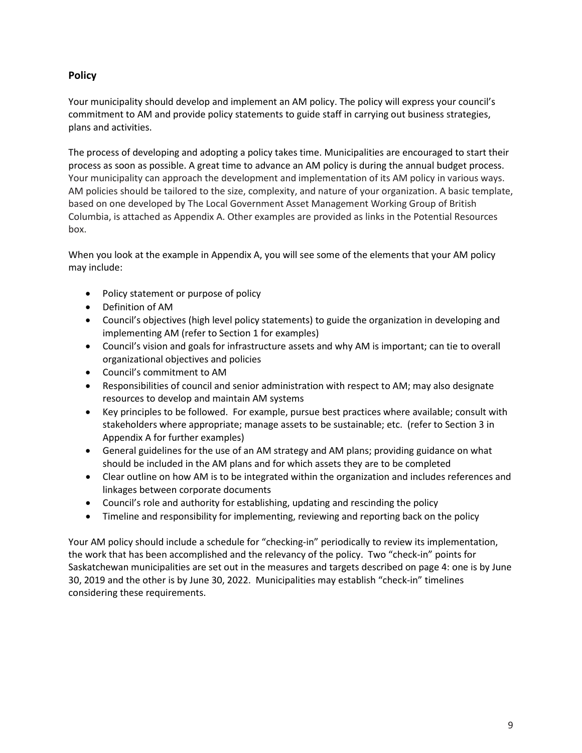## Policy

Your municipality should develop and implement an AM policy. The policy will express your council's commitment to AM and provide policy statements to guide staff in carrying out business strategies, plans and activities.

The process of developing and adopting a policy takes time. Municipalities are encouraged to start their process as soon as possible. A great time to advance an AM policy is during the annual budget process. Your municipality can approach the development and implementation of its AM policy in various ways. AM policies should be tailored to the size, complexity, and nature of your organization. A basic template, based on one developed by The Local Government Asset Management Working Group of British Columbia, is attached as Appendix A. Other examples are provided as links in the Potential Resources box.

When you look at the example in Appendix A, you will see some of the elements that your AM policy may include:

- Policy statement or purpose of policy
- Definition of AM
- Council's objectives (high level policy statements) to guide the organization in developing and implementing AM (refer to Section 1 for examples)
- Council's vision and goals for infrastructure assets and why AM is important; can tie to overall organizational objectives and policies
- Council's commitment to AM
- Responsibilities of council and senior administration with respect to AM; may also designate resources to develop and maintain AM systems
- Key principles to be followed. For example, pursue best practices where available; consult with stakeholders where appropriate; manage assets to be sustainable; etc. (refer to Section 3 in Appendix A for further examples)
- General guidelines for the use of an AM strategy and AM plans; providing guidance on what should be included in the AM plans and for which assets they are to be completed
- Clear outline on how AM is to be integrated within the organization and includes references and linkages between corporate documents
- Council's role and authority for establishing, updating and rescinding the policy
- Timeline and responsibility for implementing, reviewing and reporting back on the policy

Your AM policy should include a schedule for "checking-in" periodically to review its implementation, the work that has been accomplished and the relevancy of the policy. Two "check-in" points for Saskatchewan municipalities are set out in the measures and targets described on page 4: one is by June 30, 2019 and the other is by June 30, 2022. Municipalities may establish "check-in" timelines considering these requirements.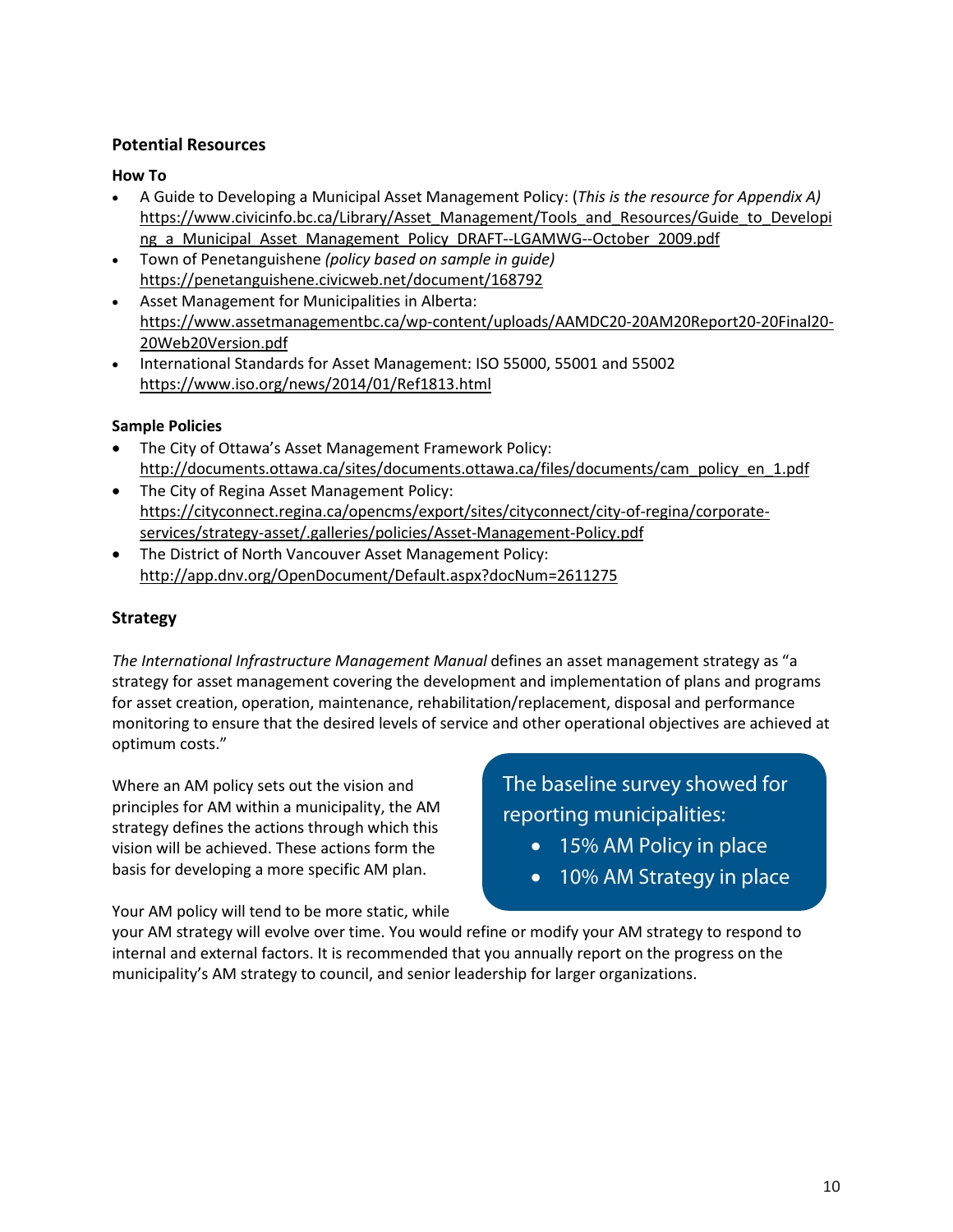### Potential Resources

**How To**

- A Guide to Developing a Municipal Asset Management Policy: (*This is the resource for Appendix A)* https://www.civicinfo.bc.ca/Library/Asset_Management/Tools_and_Resources/Guide_to_Developing_a_Municipal_Asset_Management_Policy_DRAFT--LGAMWG--October_2009.pdf
- Town of Penetanguishene *(policy based on sample in guide)* https://penetanguishene.civicweb.net/document/168792
- Asset Management for Municipalities in Alberta: https://www.assetmanagementbc.ca/wp-content/uploads/AAMDC20-20AM20Report20-20Final20-20Web20Version.pdf
- International Standards for Asset Management: ISO 55000, 55001 and 55002 https://www.iso.org/news/2014/01/Ref1813.html

**Sample Policies**

- The City of Ottawa's Asset Management Framework Policy: http://documents.ottawa.ca/sites/documents.ottawa.ca/files/documents/cam_policy_en_1.pdf
- The City of Regina Asset Management Policy: https://cityconnect.regina.ca/opencms/export/sites/cityconnect/city-of-regina/corporate-services/strategy-asset/.galleries/policies/Asset-Management-Policy.pdf
- The District of North Vancouver Asset Management Policy: http://app.dnv.org/OpenDocument/Default.aspx?docNum=2611275

## Strategy

*The International Infrastructure Management Manual* defines an asset management strategy as "a strategy for asset management covering the development and implementation of plans and programs for asset creation, operation, maintenance, rehabilitation/replacement, disposal and performance monitoring to ensure that the desired levels of service and other operational objectives are achieved at optimum costs."

Where an AM policy sets out the vision and principles for AM within a municipality, the AM strategy defines the actions through which this vision will be achieved. These actions form the basis for developing a more specific AM plan.

> The baseline survey showed for reporting municipalities:
>
> - 15% AM Policy in place
> - 10% AM Strategy in place

Your AM policy will tend to be more static, while your AM strategy will evolve over time. You would refine or modify your AM strategy to respond to internal and external factors. It is recommended that you annually report on the progress on the municipality's AM strategy to council, and senior leadership for larger organizations.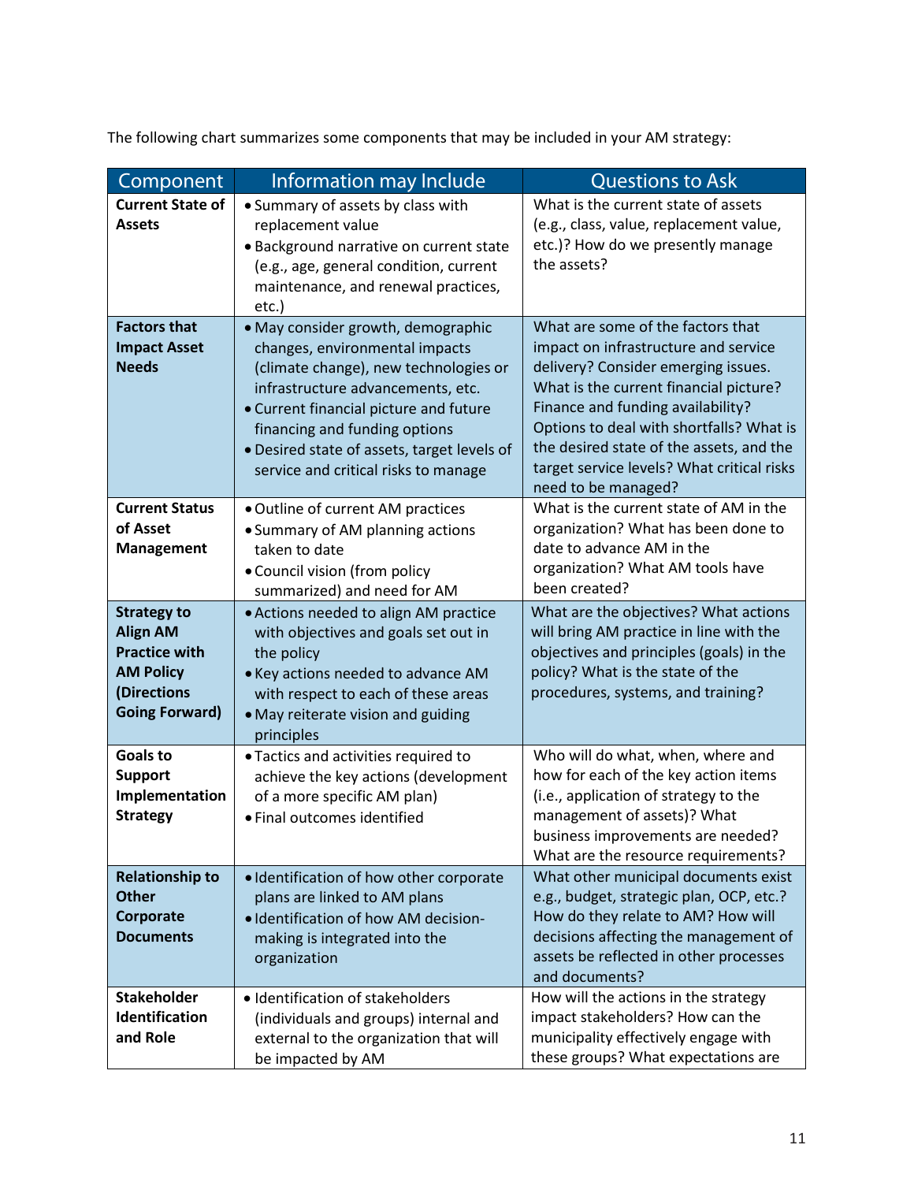The following chart summarizes some components that may be included in your AM strategy:

| Component | Information may Include | Questions to Ask |
|---|---|---|
| **Current State of Assets** | • Summary of assets by class with replacement value<br>• Background narrative on current state (e.g., age, general condition, current maintenance, and renewal practices, etc.) | What is the current state of assets (e.g., class, value, replacement value, etc.)? How do we presently manage the assets? |
| **Factors that Impact Asset Needs** | • May consider growth, demographic changes, environmental impacts (climate change), new technologies or infrastructure advancements, etc.<br>• Current financial picture and future financing and funding options<br>• Desired state of assets, target levels of service and critical risks to manage | What are some of the factors that impact on infrastructure and service delivery? Consider emerging issues. What is the current financial picture? Finance and funding availability? Options to deal with shortfalls? What is the desired state of the assets, and the target service levels? What critical risks need to be managed? |
| **Current Status of Asset Management** | • Outline of current AM practices<br>• Summary of AM planning actions taken to date<br>• Council vision (from policy summarized) and need for AM | What is the current state of AM in the organization? What has been done to date to advance AM in the organization? What AM tools have been created? |
| **Strategy to Align AM Practice with AM Policy (Directions Going Forward)** | • Actions needed to align AM practice with objectives and goals set out in the policy<br>• Key actions needed to advance AM with respect to each of these areas<br>• May reiterate vision and guiding principles | What are the objectives? What actions will bring AM practice in line with the objectives and principles (goals) in the policy? What is the state of the procedures, systems, and training? |
| **Goals to Support Implementation Strategy** | • Tactics and activities required to achieve the key actions (development of a more specific AM plan)<br>• Final outcomes identified | Who will do what, when, where and how for each of the key action items (i.e., application of strategy to the management of assets)? What business improvements are needed? What are the resource requirements? |
| **Relationship to Other Corporate Documents** | • Identification of how other corporate plans are linked to AM plans<br>• Identification of how AM decision-making is integrated into the organization | What other municipal documents exist e.g., budget, strategic plan, OCP, etc.? How do they relate to AM? How will decisions affecting the management of assets be reflected in other processes and documents? |
| **Stakeholder Identification and Role** | • Identification of stakeholders (individuals and groups) internal and external to the organization that will be impacted by AM | How will the actions in the strategy impact stakeholders? How can the municipality effectively engage with these groups? What expectations are |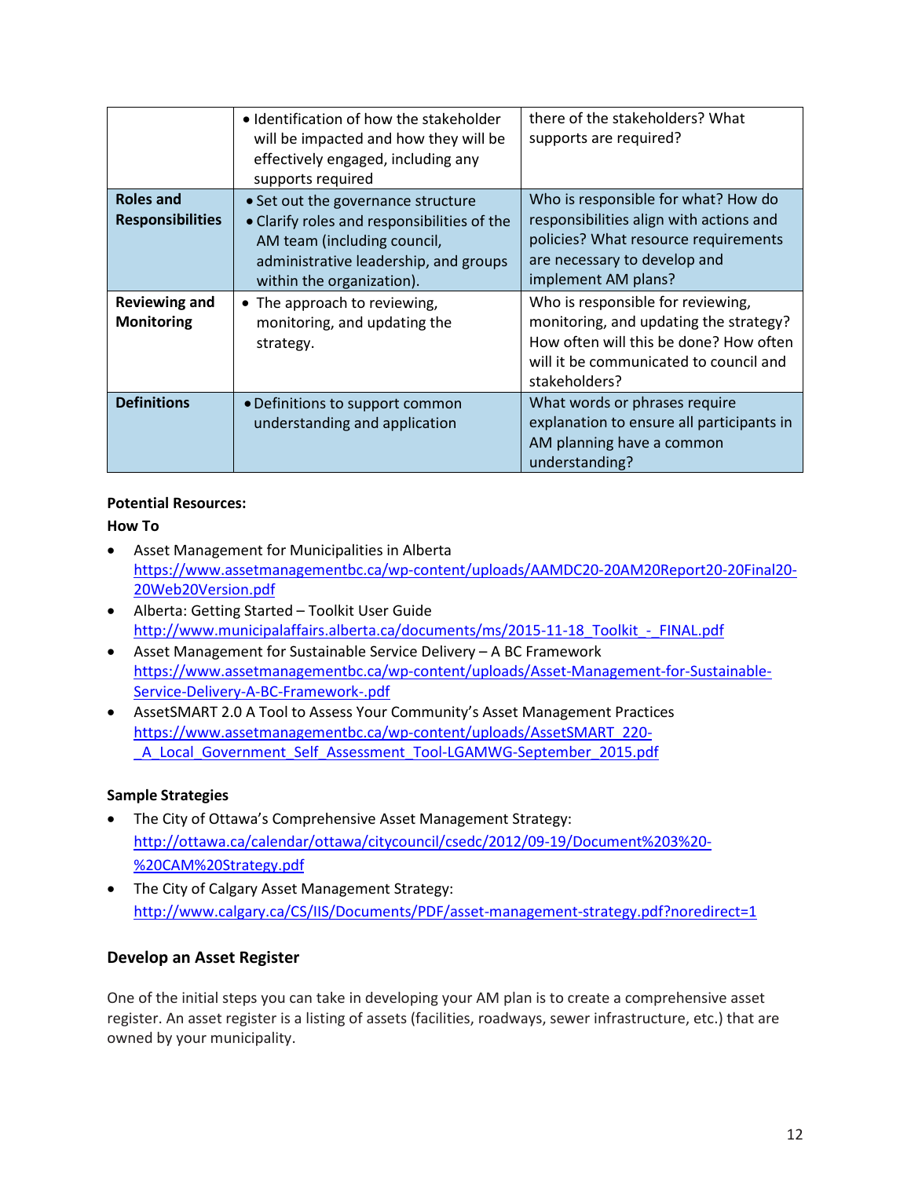| | | |
|---|---|---|
| | • Identification of how the stakeholder will be impacted and how they will be effectively engaged, including any supports required | there of the stakeholders? What supports are required? |
| **Roles and Responsibilities** | • Set out the governance structure<br>• Clarify roles and responsibilities of the AM team (including council, administrative leadership, and groups within the organization). | Who is responsible for what? How do responsibilities align with actions and policies? What resource requirements are necessary to develop and implement AM plans? |
| **Reviewing and Monitoring** | • The approach to reviewing, monitoring, and updating the strategy. | Who is responsible for reviewing, monitoring, and updating the strategy? How often will this be done? How often will it be communicated to council and stakeholders? |
| **Definitions** | • Definitions to support common understanding and application | What words or phrases require explanation to ensure all participants in AM planning have a common understanding? |

**Potential Resources:**

**How To**

- Asset Management for Municipalities in Alberta https://www.assetmanagementbc.ca/wp-content/uploads/AAMDC20-20AM20Report20-20Final20-20Web20Version.pdf
- Alberta: Getting Started – Toolkit User Guide http://www.municipalaffairs.alberta.ca/documents/ms/2015-11-18_Toolkit_-_FINAL.pdf
- Asset Management for Sustainable Service Delivery – A BC Framework https://www.assetmanagementbc.ca/wp-content/uploads/Asset-Management-for-Sustainable-Service-Delivery-A-BC-Framework-.pdf
- AssetSMART 2.0 A Tool to Assess Your Community's Asset Management Practices https://www.assetmanagementbc.ca/wp-content/uploads/AssetSMART_220-_A_Local_Government_Self_Assessment_Tool-LGAMWG-September_2015.pdf

**Sample Strategies**

- The City of Ottawa's Comprehensive Asset Management Strategy: http://ottawa.ca/calendar/ottawa/citycouncil/csedc/2012/09-19/Document%203%20-%20CAM%20Strategy.pdf
- The City of Calgary Asset Management Strategy: http://www.calgary.ca/CS/IIS/Documents/PDF/asset-management-strategy.pdf?noredirect=1

### Develop an Asset Register

One of the initial steps you can take in developing your AM plan is to create a comprehensive asset register. An asset register is a listing of assets (facilities, roadways, sewer infrastructure, etc.) that are owned by your municipality.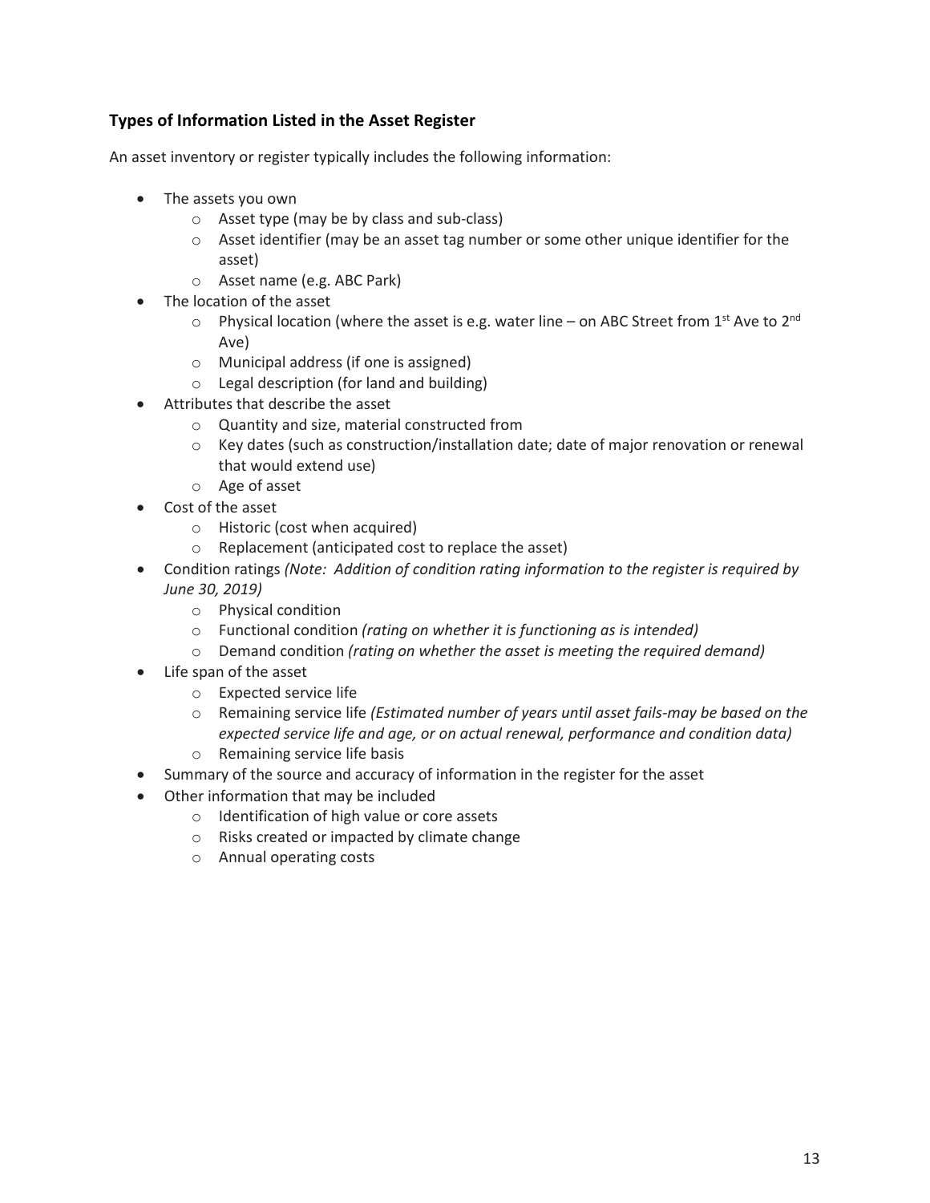### Types of Information Listed in the Asset Register

An asset inventory or register typically includes the following information:

- The assets you own
  - Asset type (may be by class and sub-class)
  - Asset identifier (may be an asset tag number or some other unique identifier for the asset)
  - Asset name (e.g. ABC Park)
- The location of the asset
  - Physical location (where the asset is e.g. water line – on ABC Street from 1st Ave to 2nd Ave)
  - Municipal address (if one is assigned)
  - Legal description (for land and building)
- Attributes that describe the asset
  - Quantity and size, material constructed from
  - Key dates (such as construction/installation date; date of major renovation or renewal that would extend use)
  - Age of asset
- Cost of the asset
  - Historic (cost when acquired)
  - Replacement (anticipated cost to replace the asset)
- Condition ratings *(Note: Addition of condition rating information to the register is required by June 30, 2019)*
  - Physical condition
  - Functional condition *(rating on whether it is functioning as is intended)*
  - Demand condition *(rating on whether the asset is meeting the required demand)*
- Life span of the asset
  - Expected service life
  - Remaining service life *(Estimated number of years until asset fails-may be based on the expected service life and age, or on actual renewal, performance and condition data)*
  - Remaining service life basis
- Summary of the source and accuracy of information in the register for the asset
- Other information that may be included
  - Identification of high value or core assets
  - Risks created or impacted by climate change
  - Annual operating costs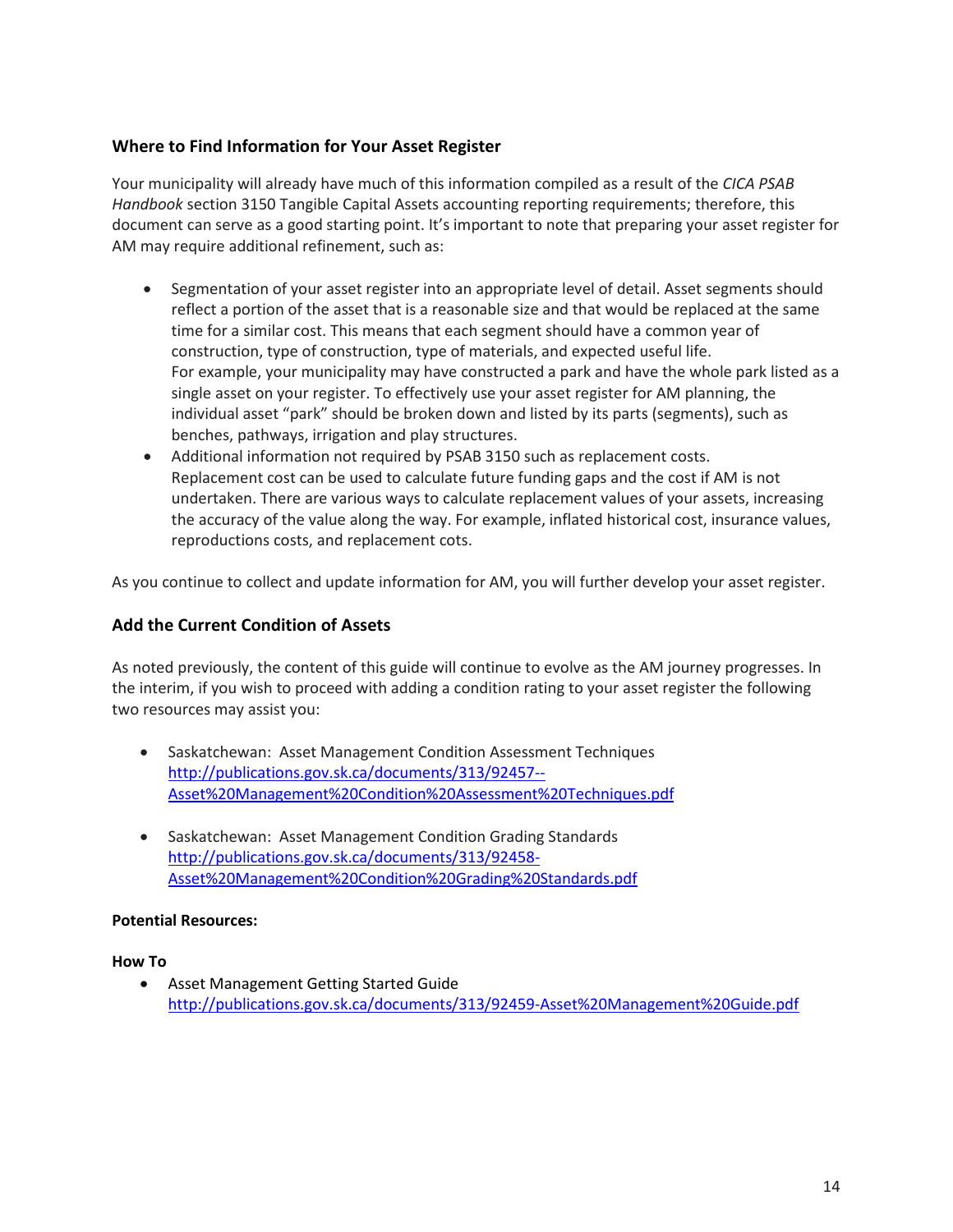## Where to Find Information for Your Asset Register

Your municipality will already have much of this information compiled as a result of the *CICA PSAB Handbook* section 3150 Tangible Capital Assets accounting reporting requirements; therefore, this document can serve as a good starting point. It's important to note that preparing your asset register for AM may require additional refinement, such as:

- Segmentation of your asset register into an appropriate level of detail. Asset segments should reflect a portion of the asset that is a reasonable size and that would be replaced at the same time for a similar cost. This means that each segment should have a common year of construction, type of construction, type of materials, and expected useful life.
  For example, your municipality may have constructed a park and have the whole park listed as a single asset on your register. To effectively use your asset register for AM planning, the individual asset "park" should be broken down and listed by its parts (segments), such as benches, pathways, irrigation and play structures.
- Additional information not required by PSAB 3150 such as replacement costs.
  Replacement cost can be used to calculate future funding gaps and the cost if AM is not undertaken. There are various ways to calculate replacement values of your assets, increasing the accuracy of the value along the way. For example, inflated historical cost, insurance values, reproductions costs, and replacement cots.

As you continue to collect and update information for AM, you will further develop your asset register.

## Add the Current Condition of Assets

As noted previously, the content of this guide will continue to evolve as the AM journey progresses. In the interim, if you wish to proceed with adding a condition rating to your asset register the following two resources may assist you:

- Saskatchewan: Asset Management Condition Assessment Techniques
  http://publications.gov.sk.ca/documents/313/92457--Asset%20Management%20Condition%20Assessment%20Techniques.pdf

- Saskatchewan: Asset Management Condition Grading Standards
  http://publications.gov.sk.ca/documents/313/92458-Asset%20Management%20Condition%20Grading%20Standards.pdf

**Potential Resources:**

**How To**

- Asset Management Getting Started Guide
  http://publications.gov.sk.ca/documents/313/92459-Asset%20Management%20Guide.pdf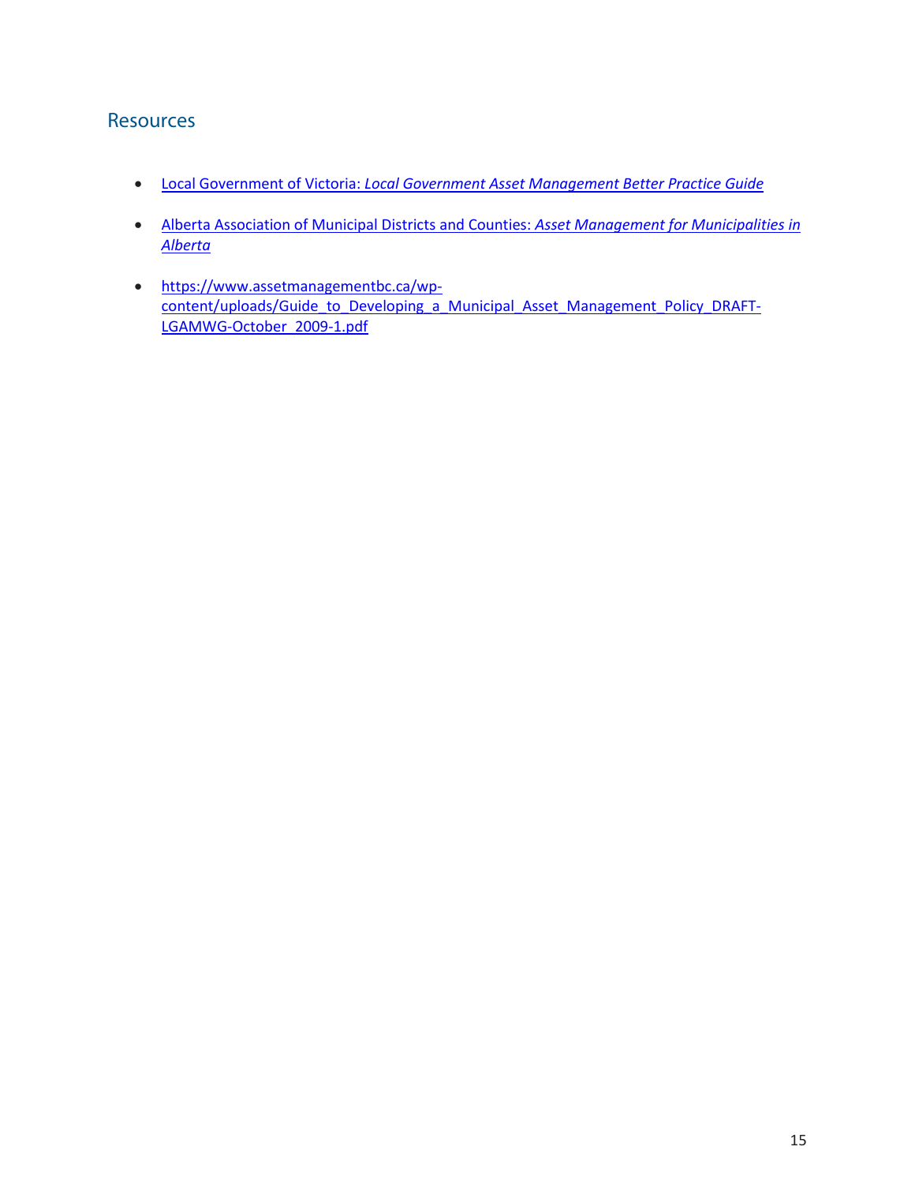## Resources

- Local Government of Victoria: *Local Government Asset Management Better Practice Guide*
- Alberta Association of Municipal Districts and Counties: *Asset Management for Municipalities in Alberta*
- https://www.assetmanagementbc.ca/wp-content/uploads/Guide_to_Developing_a_Municipal_Asset_Management_Policy_DRAFT-LGAMWG-October_2009-1.pdf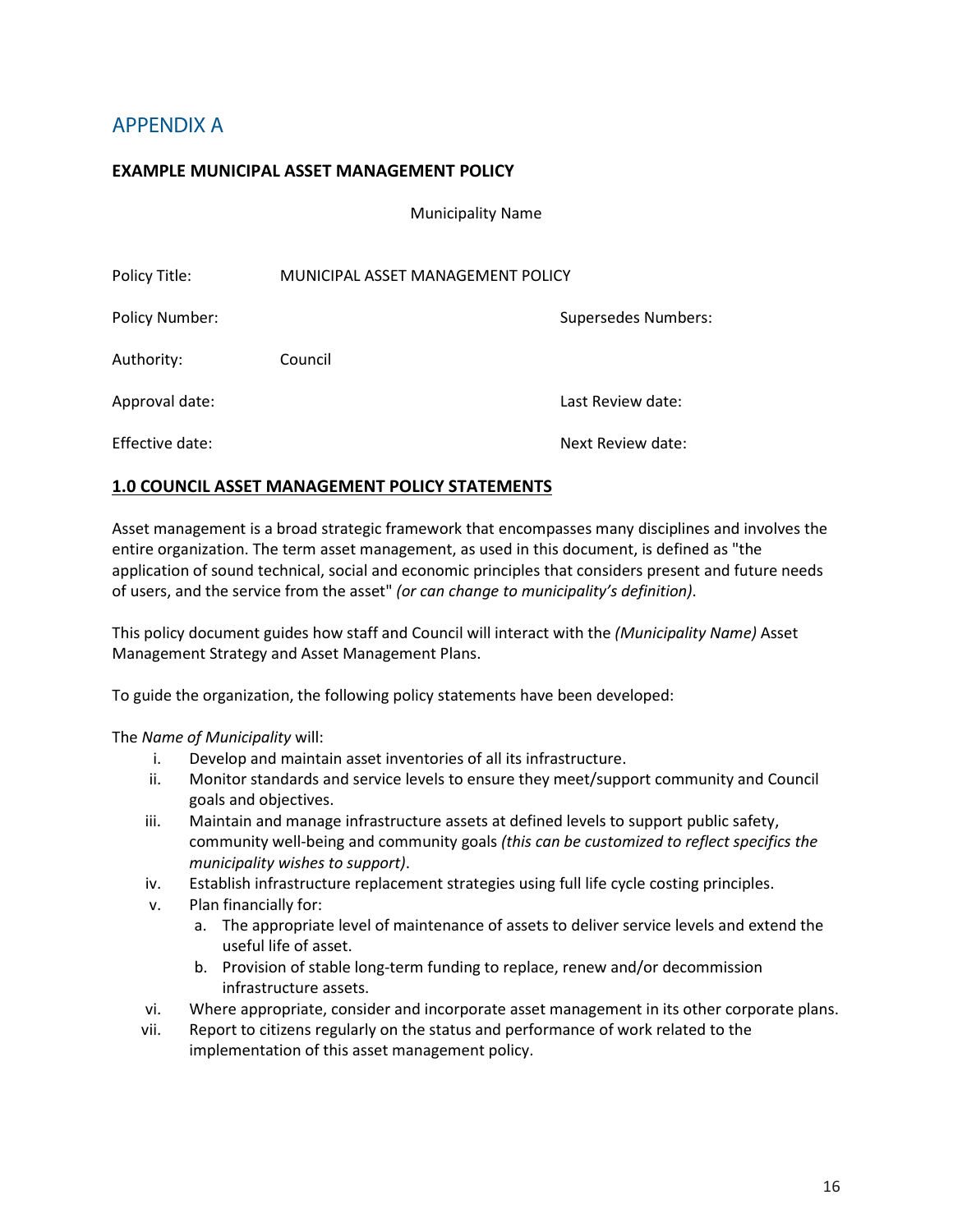# APPENDIX A

**EXAMPLE MUNICIPAL ASSET MANAGEMENT POLICY**

Municipality Name

| | | |
|---|---|---|
| Policy Title: | MUNICIPAL ASSET MANAGEMENT POLICY | |
| Policy Number: | | Supersedes Numbers: |
| Authority: | Council | |
| Approval date: | | Last Review date: |
| Effective date: | | Next Review date: |

## 1.0 COUNCIL ASSET MANAGEMENT POLICY STATEMENTS

Asset management is a broad strategic framework that encompasses many disciplines and involves the entire organization. The term asset management, as used in this document, is defined as "the application of sound technical, social and economic principles that considers present and future needs of users, and the service from the asset" *(or can change to municipality's definition)*.

This policy document guides how staff and Council will interact with the *(Municipality Name)* Asset Management Strategy and Asset Management Plans.

To guide the organization, the following policy statements have been developed:

The *Name of Municipality* will:

i. Develop and maintain asset inventories of all its infrastructure.
ii. Monitor standards and service levels to ensure they meet/support community and Council goals and objectives.
iii. Maintain and manage infrastructure assets at defined levels to support public safety, community well-being and community goals *(this can be customized to reflect specifics the municipality wishes to support)*.
iv. Establish infrastructure replacement strategies using full life cycle costing principles.
v. Plan financially for:
   a. The appropriate level of maintenance of assets to deliver service levels and extend the useful life of asset.
   b. Provision of stable long-term funding to replace, renew and/or decommission infrastructure assets.
vi. Where appropriate, consider and incorporate asset management in its other corporate plans.
vii. Report to citizens regularly on the status and performance of work related to the implementation of this asset management policy.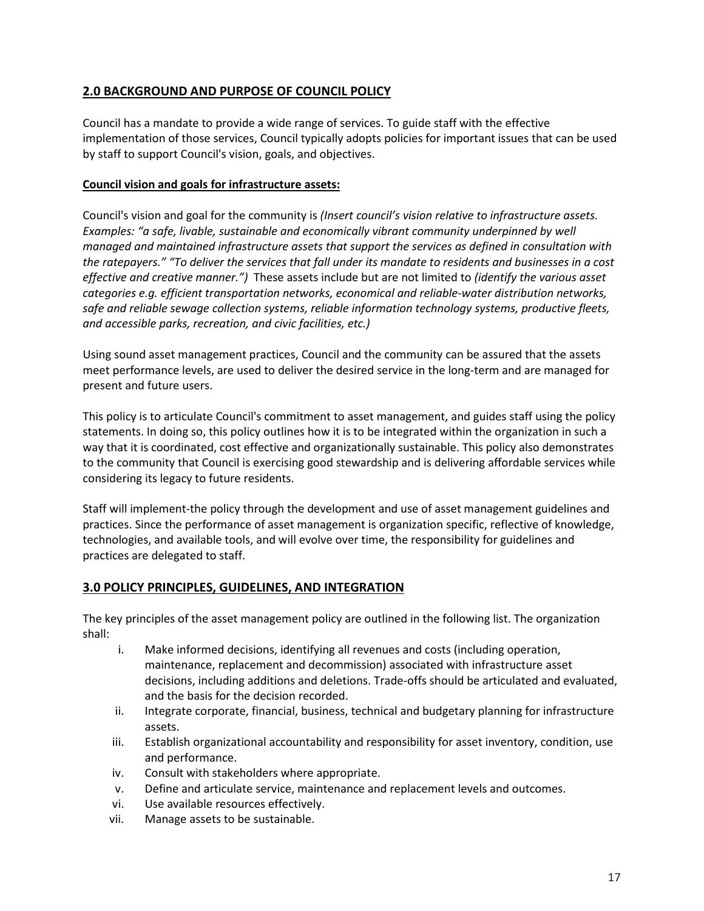## **2.0 BACKGROUND AND PURPOSE OF COUNCIL POLICY**

Council has a mandate to provide a wide range of services. To guide staff with the effective implementation of those services, Council typically adopts policies for important issues that can be used by staff to support Council's vision, goals, and objectives.

**Council vision and goals for infrastructure assets:**

Council's vision and goal for the community is *(Insert council's vision relative to infrastructure assets. Examples: "a safe, livable, sustainable and economically vibrant community underpinned by well managed and maintained infrastructure assets that support the services as defined in consultation with the ratepayers." "To deliver the services that fall under its mandate to residents and businesses in a cost effective and creative manner.")* These assets include but are not limited to *(identify the various asset categories e.g. efficient transportation networks, economical and reliable-water distribution networks, safe and reliable sewage collection systems, reliable information technology systems, productive fleets, and accessible parks, recreation, and civic facilities, etc.)*

Using sound asset management practices, Council and the community can be assured that the assets meet performance levels, are used to deliver the desired service in the long-term and are managed for present and future users.

This policy is to articulate Council's commitment to asset management, and guides staff using the policy statements. In doing so, this policy outlines how it is to be integrated within the organization in such a way that it is coordinated, cost effective and organizationally sustainable. This policy also demonstrates to the community that Council is exercising good stewardship and is delivering affordable services while considering its legacy to future residents.

Staff will implement-the policy through the development and use of asset management guidelines and practices. Since the performance of asset management is organization specific, reflective of knowledge, technologies, and available tools, and will evolve over time, the responsibility for guidelines and practices are delegated to staff.

## **3.0 POLICY PRINCIPLES, GUIDELINES, AND INTEGRATION**

The key principles of the asset management policy are outlined in the following list. The organization shall:

i. Make informed decisions, identifying all revenues and costs (including operation, maintenance, replacement and decommission) associated with infrastructure asset decisions, including additions and deletions. Trade-offs should be articulated and evaluated, and the basis for the decision recorded.
ii. Integrate corporate, financial, business, technical and budgetary planning for infrastructure assets.
iii. Establish organizational accountability and responsibility for asset inventory, condition, use and performance.
iv. Consult with stakeholders where appropriate.
v. Define and articulate service, maintenance and replacement levels and outcomes.
vi. Use available resources effectively.
vii. Manage assets to be sustainable.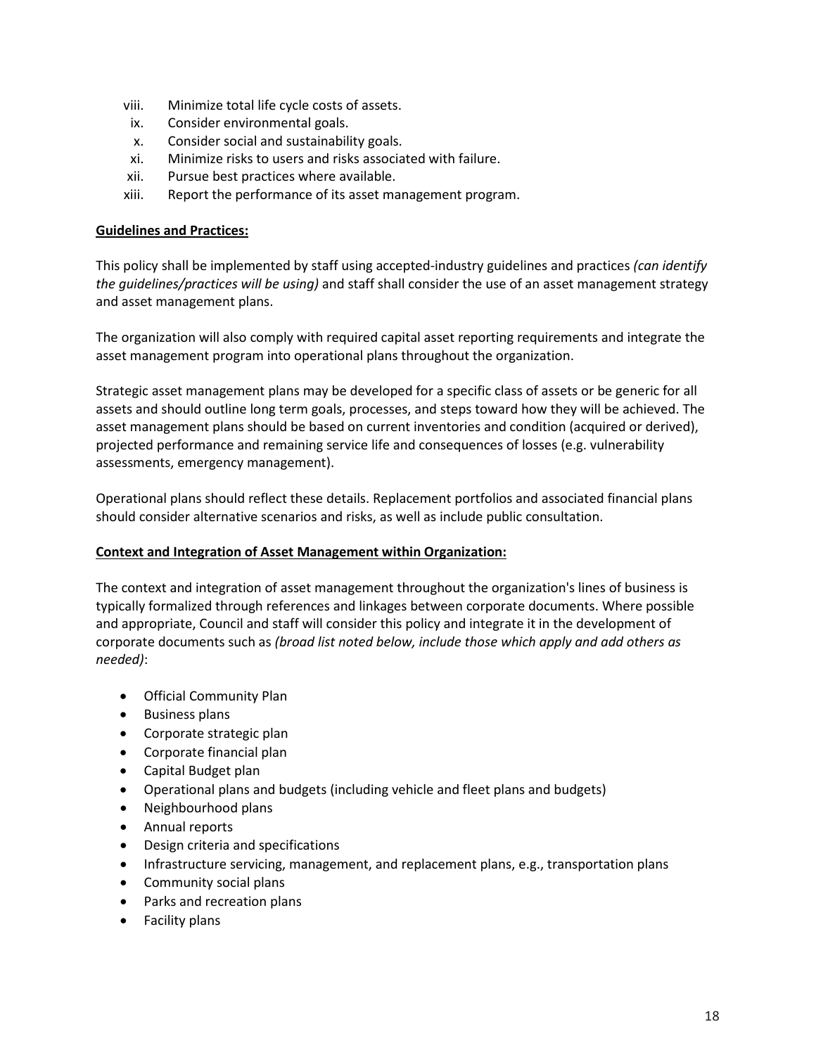viii. Minimize total life cycle costs of assets.
ix. Consider environmental goals.
x. Consider social and sustainability goals.
xi. Minimize risks to users and risks associated with failure.
xii. Pursue best practices where available.
xiii. Report the performance of its asset management program.

**Guidelines and Practices:**

This policy shall be implemented by staff using accepted-industry guidelines and practices *(can identify the guidelines/practices will be using)* and staff shall consider the use of an asset management strategy and asset management plans.

The organization will also comply with required capital asset reporting requirements and integrate the asset management program into operational plans throughout the organization.

Strategic asset management plans may be developed for a specific class of assets or be generic for all assets and should outline long term goals, processes, and steps toward how they will be achieved. The asset management plans should be based on current inventories and condition (acquired or derived), projected performance and remaining service life and consequences of losses (e.g. vulnerability assessments, emergency management).

Operational plans should reflect these details. Replacement portfolios and associated financial plans should consider alternative scenarios and risks, as well as include public consultation.

**Context and Integration of Asset Management within Organization:**

The context and integration of asset management throughout the organization's lines of business is typically formalized through references and linkages between corporate documents. Where possible and appropriate, Council and staff will consider this policy and integrate it in the development of corporate documents such as *(broad list noted below, include those which apply and add others as needed)*:

- Official Community Plan
- Business plans
- Corporate strategic plan
- Corporate financial plan
- Capital Budget plan
- Operational plans and budgets (including vehicle and fleet plans and budgets)
- Neighbourhood plans
- Annual reports
- Design criteria and specifications
- Infrastructure servicing, management, and replacement plans, e.g., transportation plans
- Community social plans
- Parks and recreation plans
- Facility plans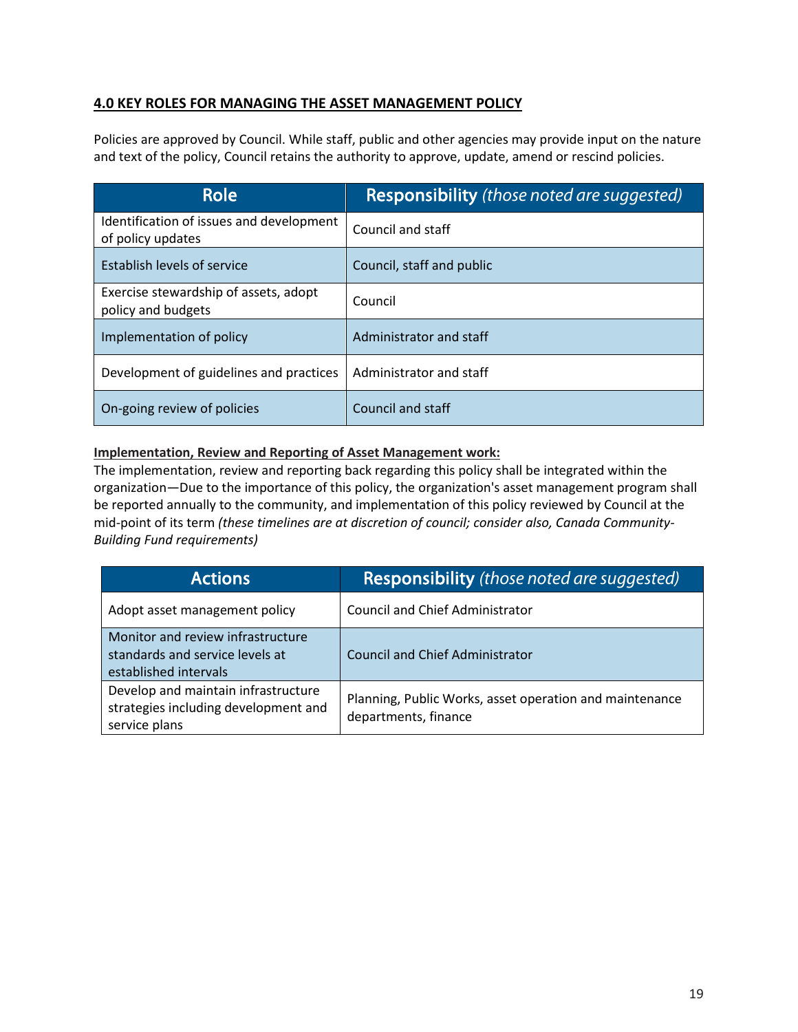## 4.0 KEY ROLES FOR MANAGING THE ASSET MANAGEMENT POLICY

Policies are approved by Council. While staff, public and other agencies may provide input on the nature and text of the policy, Council retains the authority to approve, update, amend or rescind policies.

| Role | Responsibility *(those noted are suggested)* |
|---|---|
| Identification of issues and development of policy updates | Council and staff |
| Establish levels of service | Council, staff and public |
| Exercise stewardship of assets, adopt policy and budgets | Council |
| Implementation of policy | Administrator and staff |
| Development of guidelines and practices | Administrator and staff |
| On-going review of policies | Council and staff |

**Implementation, Review and Reporting of Asset Management work:**

The implementation, review and reporting back regarding this policy shall be integrated within the organization—Due to the importance of this policy, the organization's asset management program shall be reported annually to the community, and implementation of this policy reviewed by Council at the mid-point of its term *(these timelines are at discretion of council; consider also, Canada Community-Building Fund requirements)*

| Actions | Responsibility *(those noted are suggested)* |
|---|---|
| Adopt asset management policy | Council and Chief Administrator |
| Monitor and review infrastructure standards and service levels at established intervals | Council and Chief Administrator |
| Develop and maintain infrastructure strategies including development and service plans | Planning, Public Works, asset operation and maintenance departments, finance |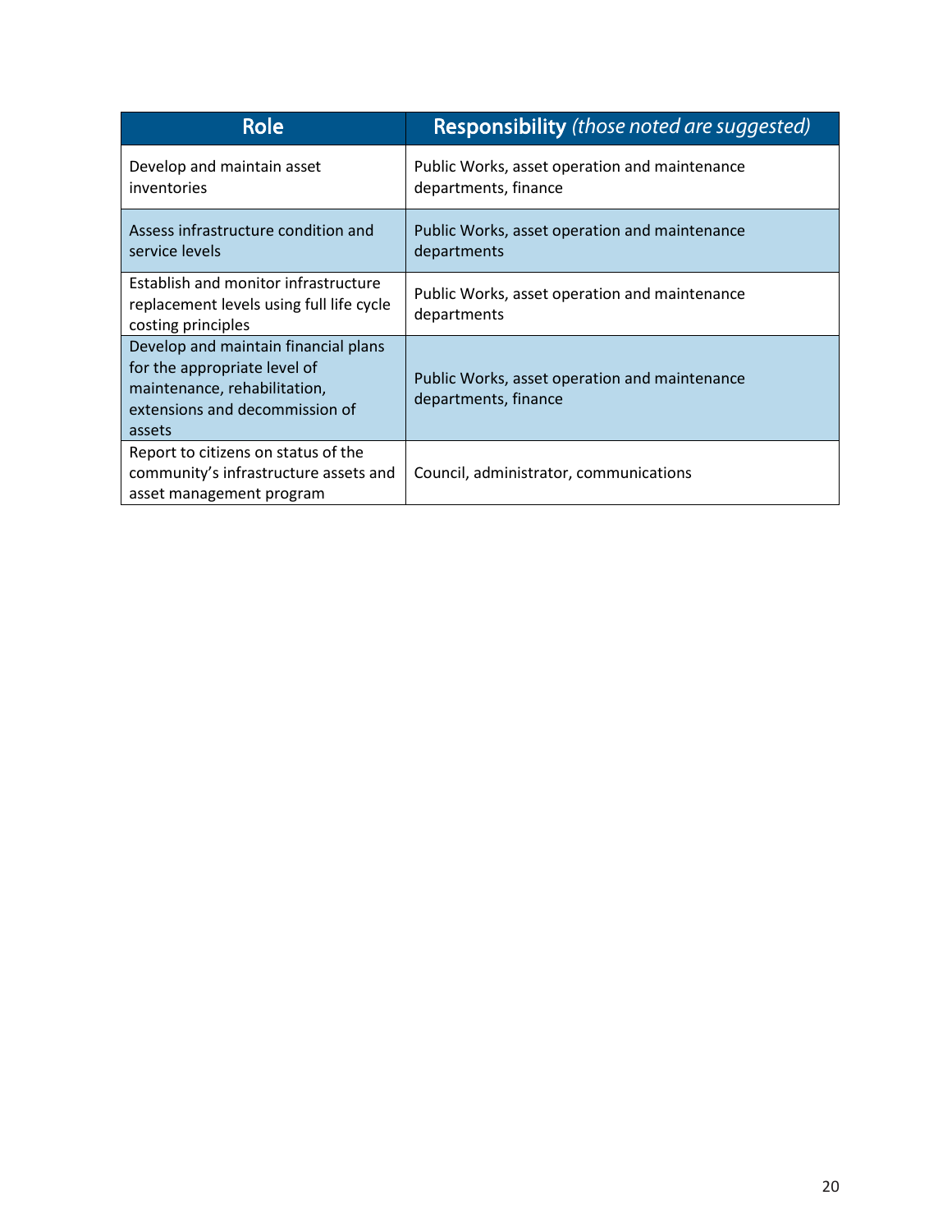| Role | Responsibility *(those noted are suggested)* |
|---|---|
| Develop and maintain asset inventories | Public Works, asset operation and maintenance departments, finance |
| Assess infrastructure condition and service levels | Public Works, asset operation and maintenance departments |
| Establish and monitor infrastructure replacement levels using full life cycle costing principles | Public Works, asset operation and maintenance departments |
| Develop and maintain financial plans for the appropriate level of maintenance, rehabilitation, extensions and decommission of assets | Public Works, asset operation and maintenance departments, finance |
| Report to citizens on status of the community's infrastructure assets and asset management program | Council, administrator, communications |